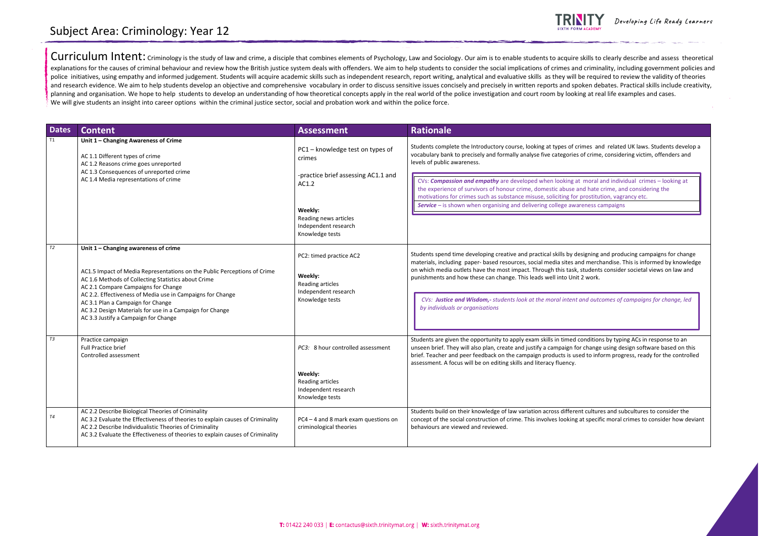# Subject Area: Criminology: Year 12

Developing Life Ready Learners

**Curriculum Intent:** Criminology is the study of law and crime, a disciple that combines elements of Psychology, Law and Sociology. Our aim is to enable students to acquire skills to clearly describe and assess theoretical explanations for the causes of criminal behaviour and review how the British justice system deals with offenders. We aim to help students to consider the social implications of crimes and criminality, including government policies and police initiatives, using empathy and informed judgement. Students will acquire academic skills such as independent research, report writing, analytical and evaluative skills as they will be required to review the validity of theories and research evidence. We aim to help students develop an objective and comprehensive vocabulary in order to discuss sensitive issues concisely and precisely in written reports and spoken debates. Practical skills include creativity, planning and organisation. We hope to help students to develop an understanding of how theoretical concepts apply in the real world of the police investigation and court room by looking at real life examples and cases. We will give students an insight into career options within the criminal justice sector, social and probation work and within the police force.

| Dates | Content | Assessment | Rationale |
|---|---|---|---|
| T1 | **Unit 1 – Changing Awareness of Crime**<br><br>AC 1.1 Different types of crime<br>AC 1.2 Reasons crime goes unreported<br>AC 1.3 Consequences of unreported crime<br>AC 1.4 Media representations of crime | PC1 – knowledge test on types of crimes<br><br>-practice brief assessing AC1.1 and AC1.2<br><br>**Weekly:**<br>Reading news articles<br>Independent research<br>Knowledge tests | Students complete the Introductory course, looking at types of crimes and related UK laws. Students develop a vocabulary bank to precisely and formally analyse five categories of crime, considering victim, offenders and levels of public awareness.<br><br>CVs: ***Compassion and empathy*** are developed when looking at moral and individual crimes – looking at the experience of survivors of honour crime, domestic abuse and hate crime, and considering the motivations for crimes such as substance misuse, soliciting for prostitution, vagrancy etc.<br>***Service*** – is shown when organising and delivering college awareness campaigns |
| *T2* | **Unit 1 – Changing awareness of crime**<br><br>AC1.5 Impact of Media Representations on the Public Perceptions of Crime<br>AC 1.6 Methods of Collecting Statistics about Crime<br>AC 2.1 Compare Campaigns for Change<br>AC 2.2. Effectiveness of Media use in Campaigns for Change<br>AC 3.1 Plan a Campaign for Change<br>AC 3.2 Design Materials for use in a Campaign for Change<br>AC 3.3 Justify a Campaign for Change | PC2: timed practice AC2<br><br>**Weekly:**<br>Reading articles<br>Independent research<br>Knowledge tests | Students spend time developing creative and practical skills by designing and producing campaigns for change materials, including paper- based resources, social media sites and merchandise. This is informed by knowledge on which media outlets have the most impact. Through this task, students consider societal views on law and punishments and how these can change. This leads well into Unit 2 work.<br><br>*CVs: **Justice and Wisdom,-** students look at the moral intent and outcomes of campaigns for change, led by individuals or organisations* |
| *T3* | Practice campaign<br>Full Practice brief<br>Controlled assessment | *PC3:* 8 hour controlled assessment<br><br>**Weekly:**<br>Reading articles<br>Independent research<br>Knowledge tests | Students are given the opportunity to apply exam skills in timed conditions by typing ACs in response to an unseen brief. They will also plan, create and justify a campaign for change using design software based on this brief. Teacher and peer feedback on the campaign products is used to inform progress, ready for the controlled assessment. A focus will be on editing skills and literacy fluency. |
| *T4* | AC 2.2 Describe Biological Theories of Criminality<br>AC 3.2 Evaluate the Effectiveness of theories to explain causes of Criminality<br>AC 2.2 Describe Individualistic Theories of Criminality<br>AC 3.2 Evaluate the Effectiveness of theories to explain causes of Criminality | PC4 – 4 and 8 mark exam questions on criminological theories | Students build on their knowledge of law variation across different cultures and subcultures to consider the concept of the social construction of crime. This involves looking at specific moral crimes to consider how deviant behaviours are viewed and reviewed. |

**T:** 01422 240 033 | **E:** contactus@sixth.trinitymat.org | **W:** sixth.trinitymat.org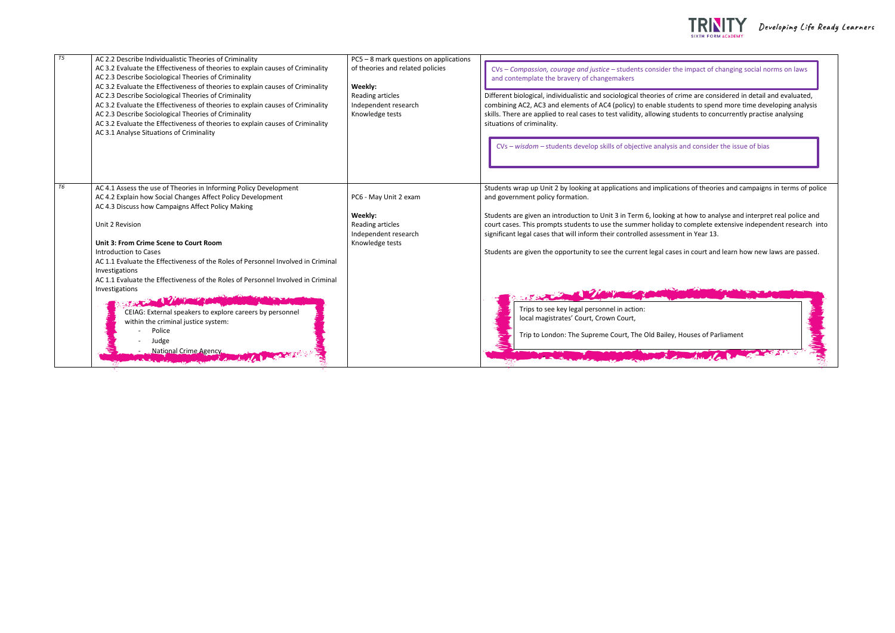| | | | |
|---|---|---|---|
| *T5* | AC 2.2 Describe Individualistic Theories of Criminality<br>AC 3.2 Evaluate the Effectiveness of theories to explain causes of Criminality<br>AC 2.3 Describe Sociological Theories of Criminality<br>AC 3.2 Evaluate the Effectiveness of theories to explain causes of Criminality<br>AC 2.3 Describe Sociological Theories of Criminality<br>AC 3.2 Evaluate the Effectiveness of theories to explain causes of Criminality<br>AC 2.3 Describe Sociological Theories of Criminality<br>AC 3.2 Evaluate the Effectiveness of theories to explain causes of Criminality<br>AC 3.1 Analyse Situations of Criminality | PC5 – 8 mark questions on applications of theories and related policies<br><br>**Weekly:**<br>Reading articles<br>Independent research<br>Knowledge tests | CVs – *Compassion, courage and justice* – students consider the impact of changing social norms on laws and contemplate the bravery of changemakers<br><br>Different biological, individualistic and sociological theories of crime are considered in detail and evaluated, combining AC2, AC3 and elements of AC4 (policy) to enable students to spend more time developing analysis skills. There are applied to real cases to test validity, allowing students to concurrently practise analysing situations of criminality.<br><br>CVs – *wisdom* – students develop skills of objective analysis and consider the issue of bias |
| *T6* | AC 4.1 Assess the use of Theories in Informing Policy Development<br>AC 4.2 Explain how Social Changes Affect Policy Development<br>AC 4.3 Discuss how Campaigns Affect Policy Making<br><br>Unit 2 Revision<br><br>**Unit 3: From Crime Scene to Court Room**<br>Introduction to Cases<br>AC 1.1 Evaluate the Effectiveness of the Roles of Personnel Involved in Criminal Investigations<br>AC 1.1 Evaluate the Effectiveness of the Roles of Personnel Involved in Criminal Investigations<br><br>CEIAG: External speakers to explore careers by personnel within the criminal justice system:<br>- Police<br>- Judge<br>- National Crime Agency | PC6 - May Unit 2 exam<br><br>**Weekly:**<br>Reading articles<br>Independent research<br>Knowledge tests | Students wrap up Unit 2 by looking at applications and implications of theories and campaigns in terms of police and government policy formation.<br><br>Students are given an introduction to Unit 3 in Term 6, looking at how to analyse and interpret real police and court cases. This prompts students to use the summer holiday to complete extensive independent research into significant legal cases that will inform their controlled assessment in Year 13.<br><br>Students are given the opportunity to see the current legal cases in court and learn how new laws are passed.<br><br>Trips to see key legal personnel in action:<br>local magistrates' Court, Crown Court,<br><br>Trip to London: The Supreme Court, The Old Bailey, Houses of Parliament |